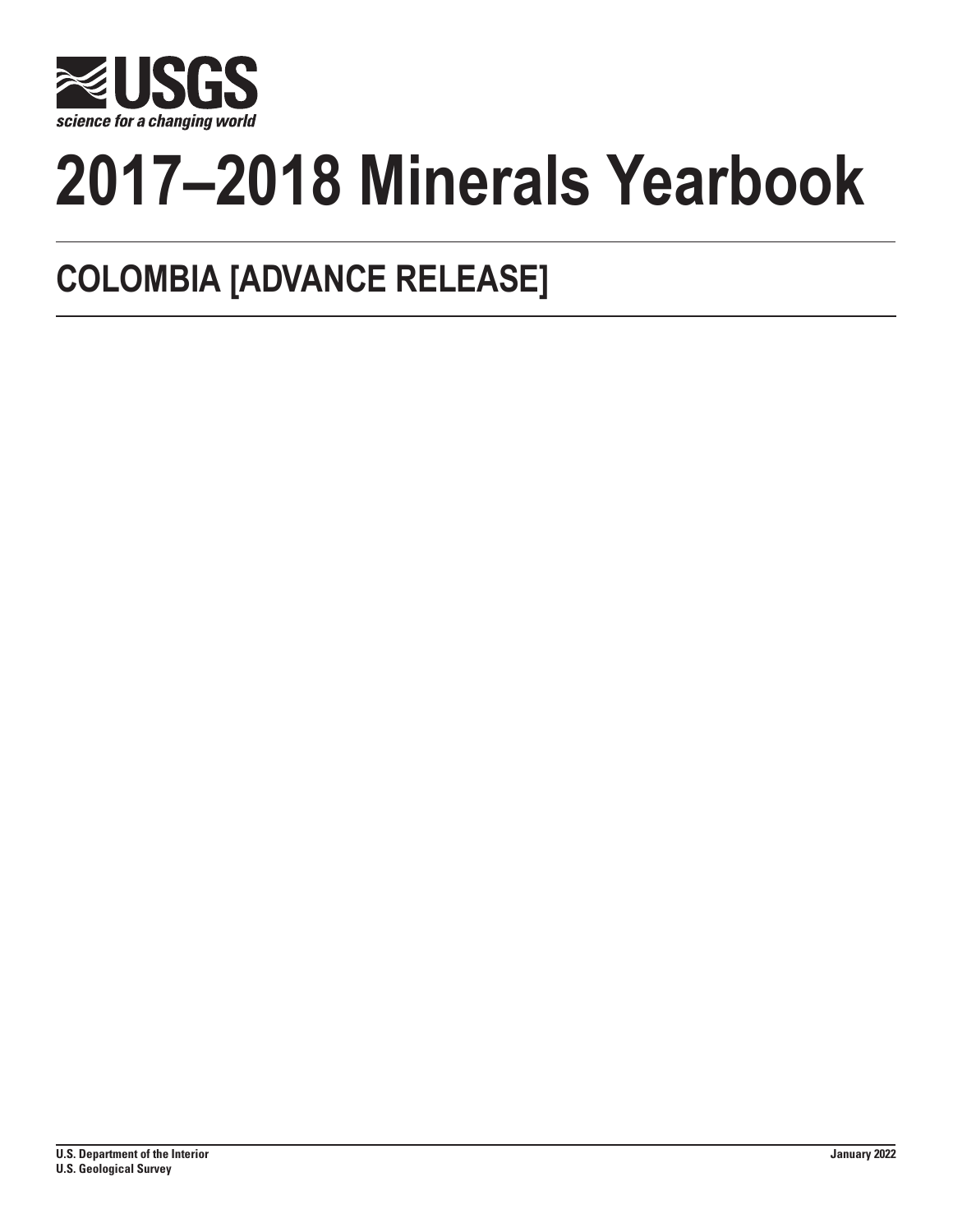USGS

science for a changing world

# 2017–2018 Minerals Yearbook

## COLOMBIA [ADVANCE RELEASE]

U.S. Department of the Interior
U.S. Geological Survey

January 2022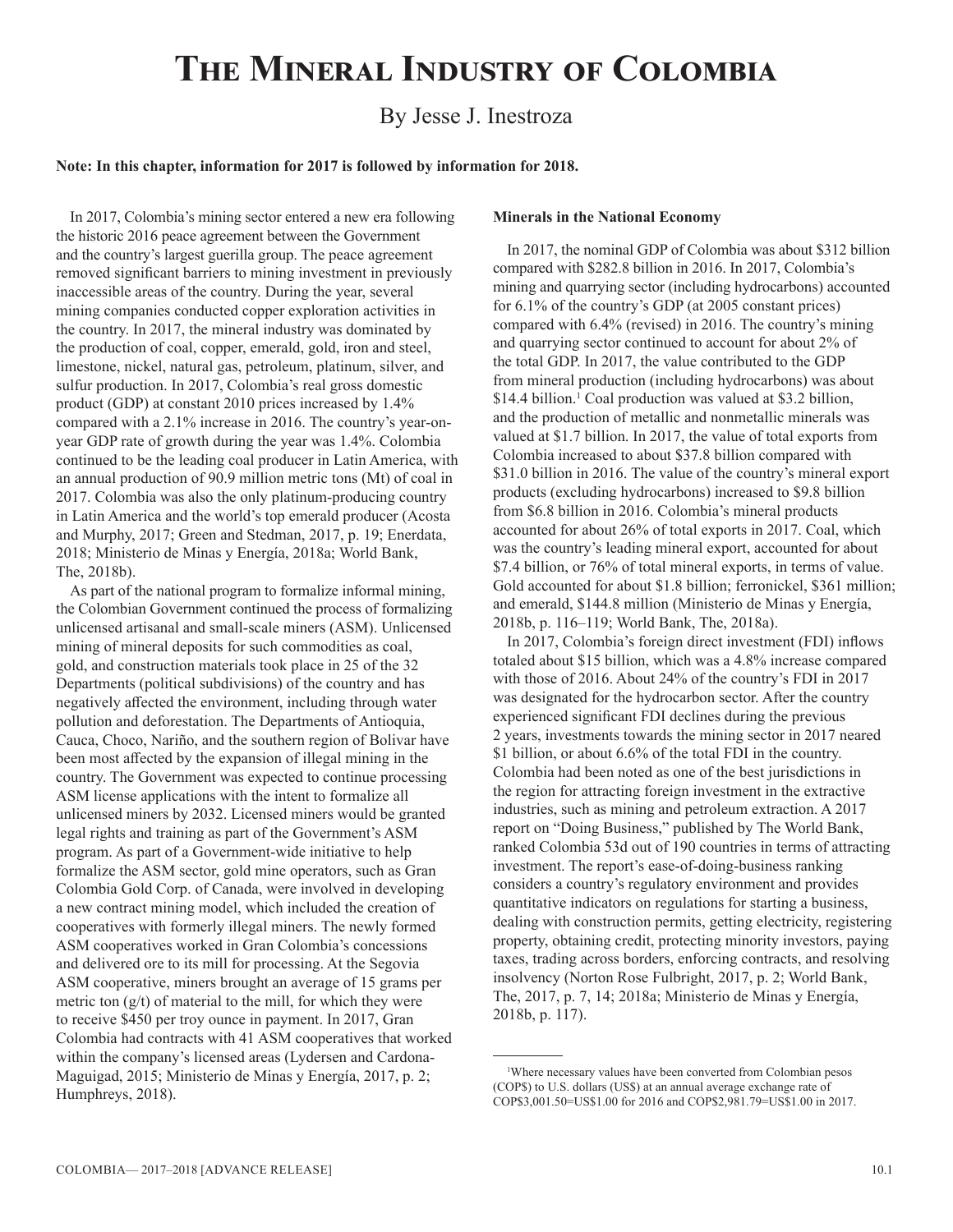# The Mineral Industry of Colombia

By Jesse J. Inestroza

**Note: In this chapter, information for 2017 is followed by information for 2018.**

In 2017, Colombia's mining sector entered a new era following the historic 2016 peace agreement between the Government and the country's largest guerilla group. The peace agreement removed significant barriers to mining investment in previously inaccessible areas of the country. During the year, several mining companies conducted copper exploration activities in the country. In 2017, the mineral industry was dominated by the production of coal, copper, emerald, gold, iron and steel, limestone, nickel, natural gas, petroleum, platinum, silver, and sulfur production. In 2017, Colombia's real gross domestic product (GDP) at constant 2010 prices increased by 1.4% compared with a 2.1% increase in 2016. The country's year-on-year GDP rate of growth during the year was 1.4%. Colombia continued to be the leading coal producer in Latin America, with an annual production of 90.9 million metric tons (Mt) of coal in 2017. Colombia was also the only platinum-producing country in Latin America and the world's top emerald producer (Acosta and Murphy, 2017; Green and Stedman, 2017, p. 19; Enerdata, 2018; Ministerio de Minas y Energía, 2018a; World Bank, The, 2018b).

As part of the national program to formalize informal mining, the Colombian Government continued the process of formalizing unlicensed artisanal and small-scale miners (ASM). Unlicensed mining of mineral deposits for such commodities as coal, gold, and construction materials took place in 25 of the 32 Departments (political subdivisions) of the country and has negatively affected the environment, including through water pollution and deforestation. The Departments of Antioquia, Cauca, Choco, Nariño, and the southern region of Bolivar have been most affected by the expansion of illegal mining in the country. The Government was expected to continue processing ASM license applications with the intent to formalize all unlicensed miners by 2032. Licensed miners would be granted legal rights and training as part of the Government's ASM program. As part of a Government-wide initiative to help formalize the ASM sector, gold mine operators, such as Gran Colombia Gold Corp. of Canada, were involved in developing a new contract mining model, which included the creation of cooperatives with formerly illegal miners. The newly formed ASM cooperatives worked in Gran Colombia's concessions and delivered ore to its mill for processing. At the Segovia ASM cooperative, miners brought an average of 15 grams per metric ton (g/t) of material to the mill, for which they were to receive $450 per troy ounce in payment. In 2017, Gran Colombia had contracts with 41 ASM cooperatives that worked within the company's licensed areas (Lydersen and Cardona-Maguigad, 2015; Ministerio de Minas y Energía, 2017, p. 2; Humphreys, 2018).

## Minerals in the National Economy

In 2017, the nominal GDP of Colombia was about $312 billion compared with $282.8 billion in 2016. In 2017, Colombia's mining and quarrying sector (including hydrocarbons) accounted for 6.1% of the country's GDP (at 2005 constant prices) compared with 6.4% (revised) in 2016. The country's mining and quarrying sector continued to account for about 2% of the total GDP. In 2017, the value contributed to the GDP from mineral production (including hydrocarbons) was about $14.4 billion.[1] Coal production was valued at $3.2 billion, and the production of metallic and nonmetallic minerals was valued at $1.7 billion. In 2017, the value of total exports from Colombia increased to about $37.8 billion compared with $31.0 billion in 2016. The value of the country's mineral export products (excluding hydrocarbons) increased to $9.8 billion from $6.8 billion in 2016. Colombia's mineral products accounted for about 26% of total exports in 2017. Coal, which was the country's leading mineral export, accounted for about $7.4 billion, or 76% of total mineral exports, in terms of value. Gold accounted for about $1.8 billion; ferronickel, $361 million; and emerald, $144.8 million (Ministerio de Minas y Energía, 2018b, p. 116–119; World Bank, The, 2018a).

In 2017, Colombia's foreign direct investment (FDI) inflows totaled about $15 billion, which was a 4.8% increase compared with those of 2016. About 24% of the country's FDI in 2017 was designated for the hydrocarbon sector. After the country experienced significant FDI declines during the previous 2 years, investments towards the mining sector in 2017 neared $1 billion, or about 6.6% of the total FDI in the country. Colombia had been noted as one of the best jurisdictions in the region for attracting foreign investment in the extractive industries, such as mining and petroleum extraction. A 2017 report on "Doing Business," published by The World Bank, ranked Colombia 53d out of 190 countries in terms of attracting investment. The report's ease-of-doing-business ranking considers a country's regulatory environment and provides quantitative indicators on regulations for starting a business, dealing with construction permits, getting electricity, registering property, obtaining credit, protecting minority investors, paying taxes, trading across borders, enforcing contracts, and resolving insolvency (Norton Rose Fulbright, 2017, p. 2; World Bank, The, 2017, p. 7, 14; 2018a; Ministerio de Minas y Energía, 2018b, p. 117).

[1] Where necessary values have been converted from Colombian pesos (COP$) to U.S. dollars (US$) at an annual average exchange rate of COP$3,001.50=US$1.00 for 2016 and COP$2,981.79=US$1.00 in 2017.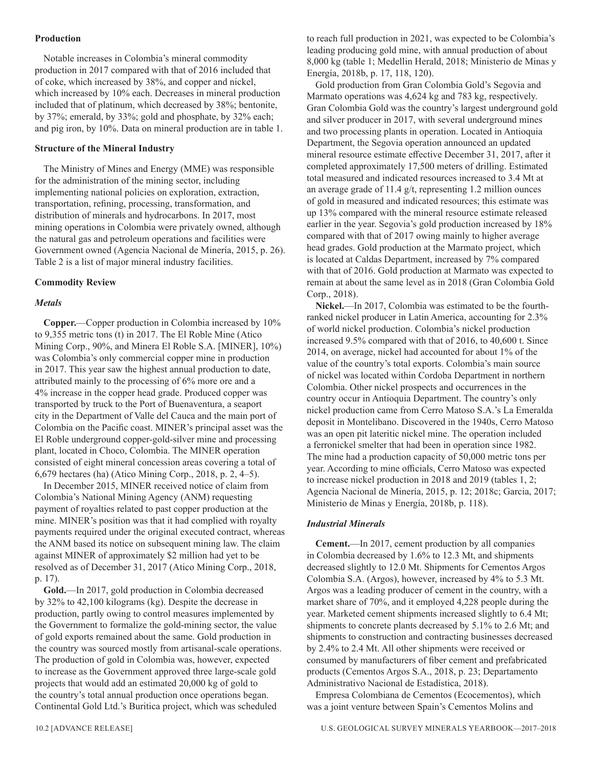**Production**

Notable increases in Colombia's mineral commodity production in 2017 compared with that of 2016 included that of coke, which increased by 38%, and copper and nickel, which increased by 10% each. Decreases in mineral production included that of platinum, which decreased by 38%; bentonite, by 37%; emerald, by 33%; gold and phosphate, by 32% each; and pig iron, by 10%. Data on mineral production are in table 1.

**Structure of the Mineral Industry**

The Ministry of Mines and Energy (MME) was responsible for the administration of the mining sector, including implementing national policies on exploration, extraction, transportation, refining, processing, transformation, and distribution of minerals and hydrocarbons. In 2017, most mining operations in Colombia were privately owned, although the natural gas and petroleum operations and facilities were Government owned (Agencia Nacional de Minería, 2015, p. 26). Table 2 is a list of major mineral industry facilities.

**Commodity Review**

***Metals***

**Copper.**—Copper production in Colombia increased by 10% to 9,355 metric tons (t) in 2017. The El Roble Mine (Atico Mining Corp., 90%, and Minera El Roble S.A. [MINER], 10%) was Colombia's only commercial copper mine in production in 2017. This year saw the highest annual production to date, attributed mainly to the processing of 6% more ore and a 4% increase in the copper head grade. Produced copper was transported by truck to the Port of Buenaventura, a seaport city in the Department of Valle del Cauca and the main port of Colombia on the Pacific coast. MINER's principal asset was the El Roble underground copper-gold-silver mine and processing plant, located in Choco, Colombia. The MINER operation consisted of eight mineral concession areas covering a total of 6,679 hectares (ha) (Atico Mining Corp., 2018, p. 2, 4–5).

In December 2015, MINER received notice of claim from Colombia's National Mining Agency (ANM) requesting payment of royalties related to past copper production at the mine. MINER's position was that it had complied with royalty payments required under the original executed contract, whereas the ANM based its notice on subsequent mining law. The claim against MINER of approximately $2 million had yet to be resolved as of December 31, 2017 (Atico Mining Corp., 2018, p. 17).

**Gold.**—In 2017, gold production in Colombia decreased by 32% to 42,100 kilograms (kg). Despite the decrease in production, partly owing to control measures implemented by the Government to formalize the gold-mining sector, the value of gold exports remained about the same. Gold production in the country was sourced mostly from artisanal-scale operations. The production of gold in Colombia was, however, expected to increase as the Government approved three large-scale gold projects that would add an estimated 20,000 kg of gold to the country's total annual production once operations began. Continental Gold Ltd.'s Buritica project, which was scheduled to reach full production in 2021, was expected to be Colombia's leading producing gold mine, with annual production of about 8,000 kg (table 1; Medellin Herald, 2018; Ministerio de Minas y Energía, 2018b, p. 17, 118, 120).

Gold production from Gran Colombia Gold's Segovia and Marmato operations was 4,624 kg and 783 kg, respectively. Gran Colombia Gold was the country's largest underground gold and silver producer in 2017, with several underground mines and two processing plants in operation. Located in Antioquia Department, the Segovia operation announced an updated mineral resource estimate effective December 31, 2017, after it completed approximately 17,500 meters of drilling. Estimated total measured and indicated resources increased to 3.4 Mt at an average grade of 11.4 g/t, representing 1.2 million ounces of gold in measured and indicated resources; this estimate was up 13% compared with the mineral resource estimate released earlier in the year. Segovia's gold production increased by 18% compared with that of 2017 owing mainly to higher average head grades. Gold production at the Marmato project, which is located at Caldas Department, increased by 7% compared with that of 2016. Gold production at Marmato was expected to remain at about the same level as in 2018 (Gran Colombia Gold Corp., 2018).

**Nickel.**—In 2017, Colombia was estimated to be the fourth-ranked nickel producer in Latin America, accounting for 2.3% of world nickel production. Colombia's nickel production increased 9.5% compared with that of 2016, to 40,600 t. Since 2014, on average, nickel had accounted for about 1% of the value of the country's total exports. Colombia's main source of nickel was located within Cordoba Department in northern Colombia. Other nickel prospects and occurrences in the country occur in Antioquia Department. The country's only nickel production came from Cerro Matoso S.A.'s La Emeralda deposit in Montelibano. Discovered in the 1940s, Cerro Matoso was an open pit lateritic nickel mine. The operation included a ferronickel smelter that had been in operation since 1982. The mine had a production capacity of 50,000 metric tons per year. According to mine officials, Cerro Matoso was expected to increase nickel production in 2018 and 2019 (tables 1, 2; Agencia Nacional de Minería, 2015, p. 12; 2018c; Garcia, 2017; Ministerio de Minas y Energía, 2018b, p. 118).

***Industrial Minerals***

**Cement.**—In 2017, cement production by all companies in Colombia decreased by 1.6% to 12.3 Mt, and shipments decreased slightly to 12.0 Mt. Shipments for Cementos Argos Colombia S.A. (Argos), however, increased by 4% to 5.3 Mt. Argos was a leading producer of cement in the country, with a market share of 70%, and it employed 4,228 people during the year. Marketed cement shipments increased slightly to 6.4 Mt; shipments to concrete plants decreased by 5.1% to 2.6 Mt; and shipments to construction and contracting businesses decreased by 2.4% to 2.4 Mt. All other shipments were received or consumed by manufacturers of fiber cement and prefabricated products (Cementos Argos S.A., 2018, p. 23; Departamento Administrativo Nacional de Estadística, 2018).

Empresa Colombiana de Cementos (Ecocementos), which was a joint venture between Spain's Cementos Molins and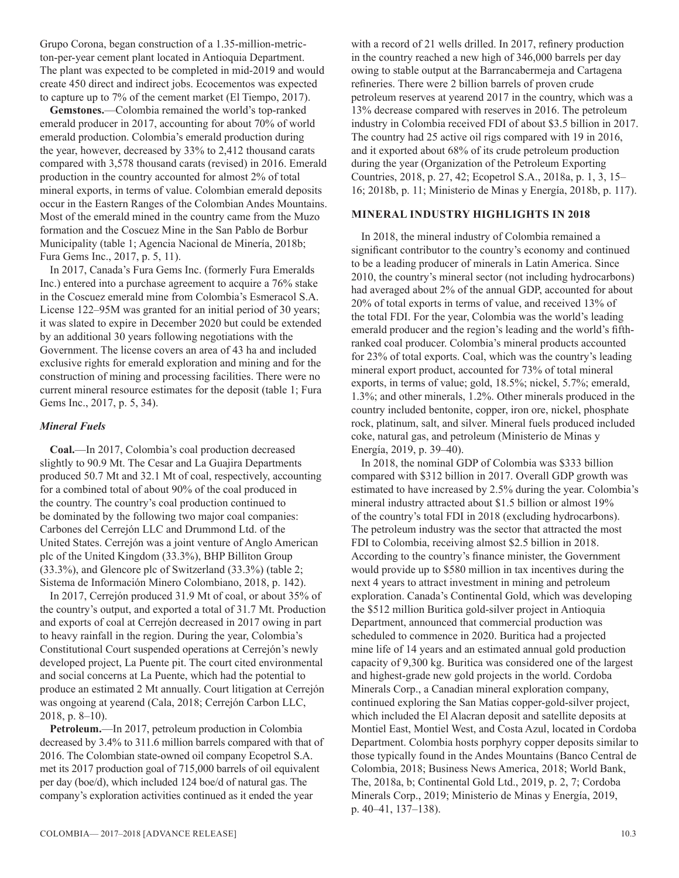Grupo Corona, began construction of a 1.35-million-metric-ton-per-year cement plant located in Antioquia Department. The plant was expected to be completed in mid-2019 and would create 450 direct and indirect jobs. Ecocementos was expected to capture up to 7% of the cement market (El Tiempo, 2017).

**Gemstones.**—Colombia remained the world's top-ranked emerald producer in 2017, accounting for about 70% of world emerald production. Colombia's emerald production during the year, however, decreased by 33% to 2,412 thousand carats compared with 3,578 thousand carats (revised) in 2016. Emerald production in the country accounted for almost 2% of total mineral exports, in terms of value. Colombian emerald deposits occur in the Eastern Ranges of the Colombian Andes Mountains. Most of the emerald mined in the country came from the Muzo formation and the Coscuez Mine in the San Pablo de Borbur Municipality (table 1; Agencia Nacional de Minería, 2018b; Fura Gems Inc., 2017, p. 5, 11).

In 2017, Canada's Fura Gems Inc. (formerly Fura Emeralds Inc.) entered into a purchase agreement to acquire a 76% stake in the Coscuez emerald mine from Colombia's Esmeracol S.A. License 122–95M was granted for an initial period of 30 years; it was slated to expire in December 2020 but could be extended by an additional 30 years following negotiations with the Government. The license covers an area of 43 ha and included exclusive rights for emerald exploration and mining and for the construction of mining and processing facilities. There were no current mineral resource estimates for the deposit (table 1; Fura Gems Inc., 2017, p. 5, 34).

### *Mineral Fuels*

**Coal.**—In 2017, Colombia's coal production decreased slightly to 90.9 Mt. The Cesar and La Guajira Departments produced 50.7 Mt and 32.1 Mt of coal, respectively, accounting for a combined total of about 90% of the coal produced in the country. The country's coal production continued to be dominated by the following two major coal companies: Carbones del Cerrejón LLC and Drummond Ltd. of the United States. Cerrejón was a joint venture of Anglo American plc of the United Kingdom (33.3%), BHP Billiton Group (33.3%), and Glencore plc of Switzerland (33.3%) (table 2; Sistema de Información Minero Colombiano, 2018, p. 142).

In 2017, Cerrejón produced 31.9 Mt of coal, or about 35% of the country's output, and exported a total of 31.7 Mt. Production and exports of coal at Cerrejón decreased in 2017 owing in part to heavy rainfall in the region. During the year, Colombia's Constitutional Court suspended operations at Cerrejón's newly developed project, La Puente pit. The court cited environmental and social concerns at La Puente, which had the potential to produce an estimated 2 Mt annually. Court litigation at Cerrejón was ongoing at yearend (Cala, 2018; Cerrejón Carbon LLC, 2018, p. 8–10).

**Petroleum.**—In 2017, petroleum production in Colombia decreased by 3.4% to 311.6 million barrels compared with that of 2016. The Colombian state-owned oil company Ecopetrol S.A. met its 2017 production goal of 715,000 barrels of oil equivalent per day (boe/d), which included 124 boe/d of natural gas. The company's exploration activities continued as it ended the year with a record of 21 wells drilled. In 2017, refinery production in the country reached a new high of 346,000 barrels per day owing to stable output at the Barrancabermeja and Cartagena refineries. There were 2 billion barrels of proven crude petroleum reserves at yearend 2017 in the country, which was a 13% decrease compared with reserves in 2016. The petroleum industry in Colombia received FDI of about $3.5 billion in 2017. The country had 25 active oil rigs compared with 19 in 2016, and it exported about 68% of its crude petroleum production during the year (Organization of the Petroleum Exporting Countries, 2018, p. 27, 42; Ecopetrol S.A., 2018a, p. 1, 3, 15–16; 2018b, p. 11; Ministerio de Minas y Energía, 2018b, p. 117).

## MINERAL INDUSTRY HIGHLIGHTS IN 2018

In 2018, the mineral industry of Colombia remained a significant contributor to the country's economy and continued to be a leading producer of minerals in Latin America. Since 2010, the country's mineral sector (not including hydrocarbons) had averaged about 2% of the annual GDP, accounted for about 20% of total exports in terms of value, and received 13% of the total FDI. For the year, Colombia was the world's leading emerald producer and the region's leading and the world's fifth-ranked coal producer. Colombia's mineral products accounted for 23% of total exports. Coal, which was the country's leading mineral export product, accounted for 73% of total mineral exports, in terms of value; gold, 18.5%; nickel, 5.7%; emerald, 1.3%; and other minerals, 1.2%. Other minerals produced in the country included bentonite, copper, iron ore, nickel, phosphate rock, platinum, salt, and silver. Mineral fuels produced included coke, natural gas, and petroleum (Ministerio de Minas y Energía, 2019, p. 39–40).

In 2018, the nominal GDP of Colombia was $333 billion compared with $312 billion in 2017. Overall GDP growth was estimated to have increased by 2.5% during the year. Colombia's mineral industry attracted about $1.5 billion or almost 19% of the country's total FDI in 2018 (excluding hydrocarbons). The petroleum industry was the sector that attracted the most FDI to Colombia, receiving almost $2.5 billion in 2018. According to the country's finance minister, the Government would provide up to $580 million in tax incentives during the next 4 years to attract investment in mining and petroleum exploration. Canada's Continental Gold, which was developing the $512 million Buritica gold-silver project in Antioquia Department, announced that commercial production was scheduled to commence in 2020. Buritica had a projected mine life of 14 years and an estimated annual gold production capacity of 9,300 kg. Buritica was considered one of the largest and highest-grade new gold projects in the world. Cordoba Minerals Corp., a Canadian mineral exploration company, continued exploring the San Matias copper-gold-silver project, which included the El Alacran deposit and satellite deposits at Montiel East, Montiel West, and Costa Azul, located in Cordoba Department. Colombia hosts porphyry copper deposits similar to those typically found in the Andes Mountains (Banco Central de Colombia, 2018; Business News America, 2018; World Bank, The, 2018a, b; Continental Gold Ltd., 2019, p. 2, 7; Cordoba Minerals Corp., 2019; Ministerio de Minas y Energía, 2019, p. 40–41, 137–138).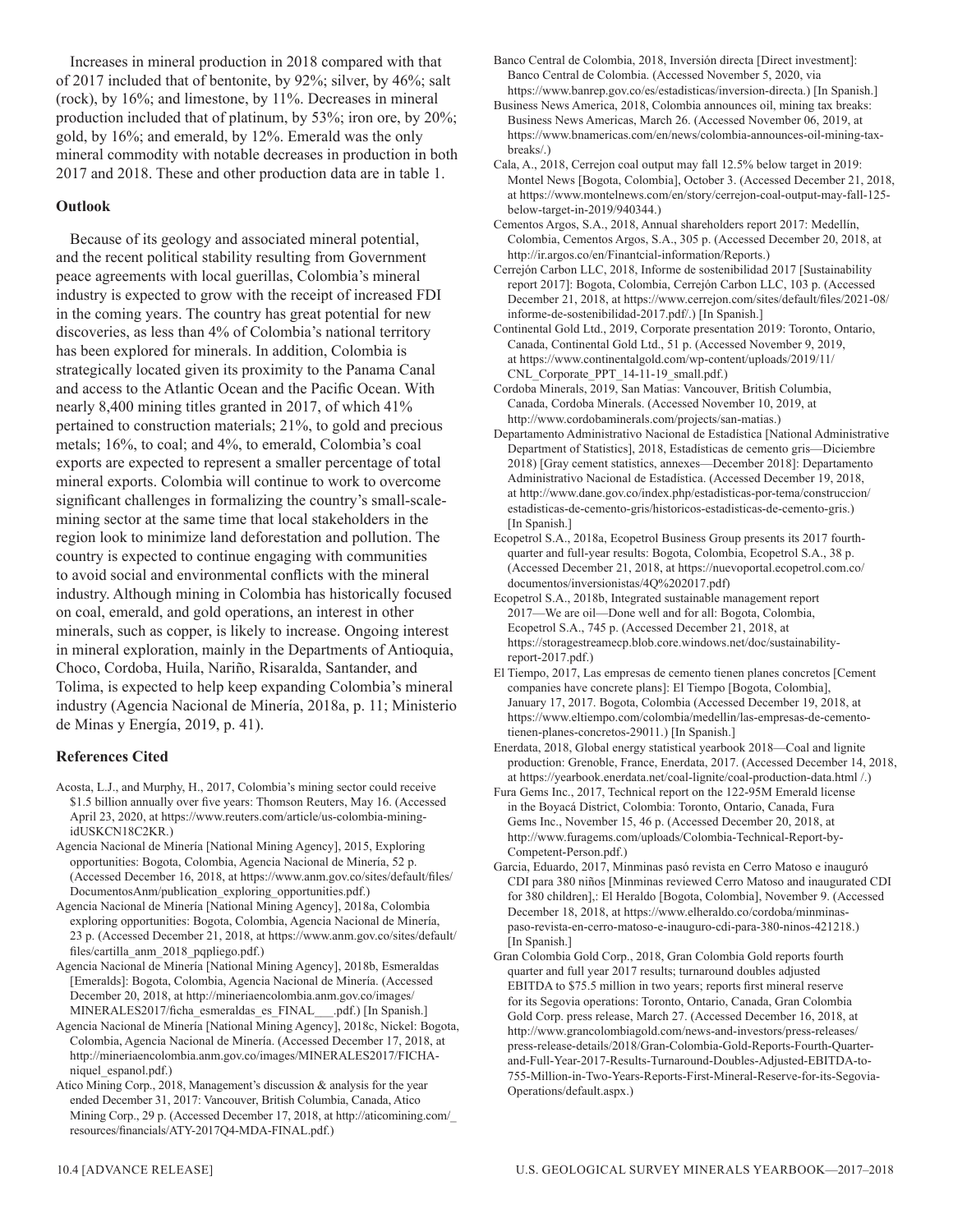Increases in mineral production in 2018 compared with that of 2017 included that of bentonite, by 92%; silver, by 46%; salt (rock), by 16%; and limestone, by 11%. Decreases in mineral production included that of platinum, by 53%; iron ore, by 20%; gold, by 16%; and emerald, by 12%. Emerald was the only mineral commodity with notable decreases in production in both 2017 and 2018. These and other production data are in table 1.

## Outlook

Because of its geology and associated mineral potential, and the recent political stability resulting from Government peace agreements with local guerillas, Colombia's mineral industry is expected to grow with the receipt of increased FDI in the coming years. The country has great potential for new discoveries, as less than 4% of Colombia's national territory has been explored for minerals. In addition, Colombia is strategically located given its proximity to the Panama Canal and access to the Atlantic Ocean and the Pacific Ocean. With nearly 8,400 mining titles granted in 2017, of which 41% pertained to construction materials; 21%, to gold and precious metals; 16%, to coal; and 4%, to emerald, Colombia's coal exports are expected to represent a smaller percentage of total mineral exports. Colombia will continue to work to overcome significant challenges in formalizing the country's small-scale-mining sector at the same time that local stakeholders in the region look to minimize land deforestation and pollution. The country is expected to continue engaging with communities to avoid social and environmental conflicts with the mineral industry. Although mining in Colombia has historically focused on coal, emerald, and gold operations, an interest in other minerals, such as copper, is likely to increase. Ongoing interest in mineral exploration, mainly in the Departments of Antioquia, Choco, Cordoba, Huila, Nariño, Risaralda, Santander, and Tolima, is expected to help keep expanding Colombia's mineral industry (Agencia Nacional de Minería, 2018a, p. 11; Ministerio de Minas y Energía, 2019, p. 41).

## References Cited

Acosta, L.J., and Murphy, H., 2017, Colombia's mining sector could receive $1.5 billion annually over five years: Thomson Reuters, May 16. (Accessed April 23, 2020, at https://www.reuters.com/article/us-colombia-mining-idUSKCN18C2KR.)

Agencia Nacional de Minería [National Mining Agency], 2015, Exploring opportunities: Bogota, Colombia, Agencia Nacional de Minería, 52 p. (Accessed December 16, 2018, at https://www.anm.gov.co/sites/default/files/DocumentosAnm/publication_exploring_opportunities.pdf.)

Agencia Nacional de Minería [National Mining Agency], 2018a, Colombia exploring opportunities: Bogota, Colombia, Agencia Nacional de Minería, 23 p. (Accessed December 21, 2018, at https://www.anm.gov.co/sites/default/files/cartilla_anm_2018_pqpliego.pdf.)

Agencia Nacional de Minería [National Mining Agency], 2018b, Esmeraldas [Emeralds]: Bogota, Colombia, Agencia Nacional de Minería. (Accessed December 20, 2018, at http://mineriaencolombia.anm.gov.co/images/MINERALES2017/ficha_esmeraldas_es_FINAL___.pdf.) [In Spanish.]

Agencia Nacional de Minería [National Mining Agency], 2018c, Nickel: Bogota, Colombia, Agencia Nacional de Minería. (Accessed December 17, 2018, at http://mineriaencolombia.anm.gov.co/images/MINERALES2017/FICHA-niquel_espanol.pdf.)

Atico Mining Corp., 2018, Management's discussion & analysis for the year ended December 31, 2017: Vancouver, British Columbia, Canada, Atico Mining Corp., 29 p. (Accessed December 17, 2018, at http://aticomining.com/_resources/financials/ATY-2017Q4-MDA-FINAL.pdf.)

Banco Central de Colombia, 2018, Inversión directa [Direct investment]: Banco Central de Colombia. (Accessed November 5, 2020, via https://www.banrep.gov.co/es/estadisticas/inversion-directa.) [In Spanish.]

Business News America, 2018, Colombia announces oil, mining tax breaks: Business News Americas, March 26. (Accessed November 06, 2019, at https://www.bnamericas.com/en/news/colombia-announces-oil-mining-tax-breaks/.)

Cala, A., 2018, Cerrejon coal output may fall 12.5% below target in 2019: Montel News [Bogota, Colombia], October 3. (Accessed December 21, 2018, at https://www.montelnews.com/en/story/cerrejon-coal-output-may-fall-125-below-target-in-2019/940344.)

Cementos Argos, S.A., 2018, Annual shareholders report 2017: Medellín, Colombia, Cementos Argos, S.A., 305 p. (Accessed December 20, 2018, at http://ir.argos.co/en/Finantcial-information/Reports.)

Cerrejón Carbon LLC, 2018, Informe de sostenibilidad 2017 [Sustainability report 2017]: Bogota, Colombia, Cerrejón Carbon LLC, 103 p. (Accessed December 21, 2018, at https://www.cerrejon.com/sites/default/files/2021-08/informe-de-sostenibilidad-2017.pdf/.) [In Spanish.]

Continental Gold Ltd., 2019, Corporate presentation 2019: Toronto, Ontario, Canada, Continental Gold Ltd., 51 p. (Accessed November 9, 2019, at https://www.continentalgold.com/wp-content/uploads/2019/11/CNL_Corporate_PPT_14-11-19_small.pdf.)

Cordoba Minerals, 2019, San Matias: Vancouver, British Columbia, Canada, Cordoba Minerals. (Accessed November 10, 2019, at http://www.cordobaminerals.com/projects/san-matias.)

Departamento Administrativo Nacional de Estadística [National Administrative Department of Statistics], 2018, Estadísticas de cemento gris—Diciembre 2018) [Gray cement statistics, annexes—December 2018]: Departamento Administrativo Nacional de Estadística. (Accessed December 19, 2018, at http://www.dane.gov.co/index.php/estadisticas-por-tema/construccion/estadisticas-de-cemento-gris/historicos-estadisticas-de-cemento-gris.) [In Spanish.]

Ecopetrol S.A., 2018a, Ecopetrol Business Group presents its 2017 fourth-quarter and full-year results: Bogota, Colombia, Ecopetrol S.A., 38 p. (Accessed December 21, 2018, at https://nuevoportal.ecopetrol.com.co/documentos/inversionistas/4Q%202017.pdf)

Ecopetrol S.A., 2018b, Integrated sustainable management report 2017—We are oil—Done well and for all: Bogota, Colombia, Ecopetrol S.A., 745 p. (Accessed December 21, 2018, at https://storagestreamecp.blob.core.windows.net/doc/sustainability-report-2017.pdf.)

El Tiempo, 2017, Las empresas de cemento tienen planes concretos [Cement companies have concrete plans]: El Tiempo [Bogota, Colombia], January 17, 2017. Bogota, Colombia (Accessed December 19, 2018, at https://www.eltiempo.com/colombia/medellin/las-empresas-de-cemento-tienen-planes-concretos-29011.) [In Spanish.]

Enerdata, 2018, Global energy statistical yearbook 2018—Coal and lignite production: Grenoble, France, Enerdata, 2017. (Accessed December 14, 2018, at https://yearbook.enerdata.net/coal-lignite/coal-production-data.html /.)

Fura Gems Inc., 2017, Technical report on the 122-95M Emerald license in the Boyacá District, Colombia: Toronto, Ontario, Canada, Fura Gems Inc., November 15, 46 p. (Accessed December 20, 2018, at http://www.furagems.com/uploads/Colombia-Technical-Report-by-Competent-Person.pdf.)

Garcia, Eduardo, 2017, Minminas pasó revista en Cerro Matoso e inauguró CDI para 380 niños [Minminas reviewed Cerro Matoso and inaugurated CDI for 380 children],: El Heraldo [Bogota, Colombia], November 9. (Accessed December 18, 2018, at https://www.elheraldo.co/cordoba/minminas-paso-revista-en-cerro-matoso-e-inauguro-cdi-para-380-ninos-421218.) [In Spanish.]

Gran Colombia Gold Corp., 2018, Gran Colombia Gold reports fourth quarter and full year 2017 results; turnaround doubles adjusted EBITDA to $75.5 million in two years; reports first mineral reserve for its Segovia operations: Toronto, Ontario, Canada, Gran Colombia Gold Corp. press release, March 27. (Accessed December 16, 2018, at http://www.grancolombiagold.com/news-and-investors/press-releases/press-release-details/2018/Gran-Colombia-Gold-Reports-Fourth-Quarter-and-Full-Year-2017-Results-Turnaround-Doubles-Adjusted-EBITDA-to-755-Million-in-Two-Years-Reports-First-Mineral-Reserve-for-its-Segovia-Operations/default.aspx.)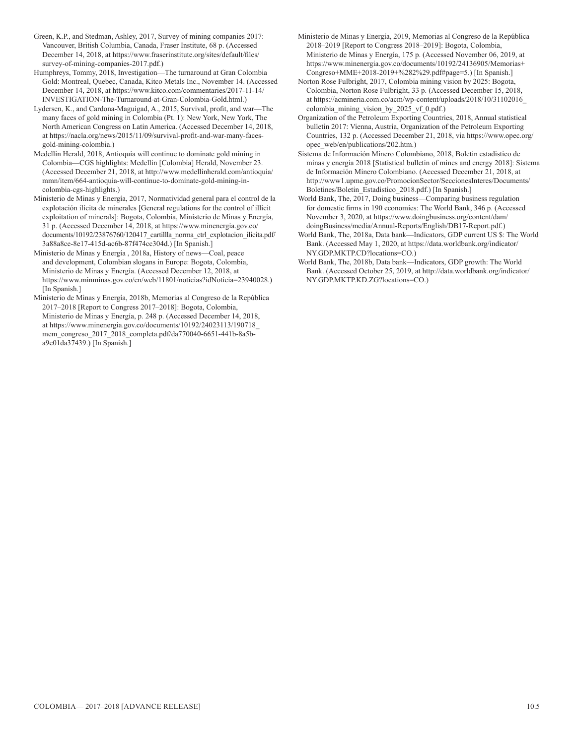Green, K.P., and Stedman, Ashley, 2017, Survey of mining companies 2017: Vancouver, British Columbia, Canada, Fraser Institute, 68 p. (Accessed December 14, 2018, at https://www.fraserinstitute.org/sites/default/files/survey-of-mining-companies-2017.pdf.)

Humphreys, Tommy, 2018, Investigation—The turnaround at Gran Colombia Gold: Montreal, Quebec, Canada, Kitco Metals Inc., November 14. (Accessed December 14, 2018, at https://www.kitco.com/commentaries/2017-11-14/INVESTIGATION-The-Turnaround-at-Gran-Colombia-Gold.html.)

Lydersen, K., and Cardona-Maguigad, A., 2015, Survival, profit, and war—The many faces of gold mining in Colombia (Pt. 1): New York, New York, The North American Congress on Latin America. (Accessed December 14, 2018, at https://nacla.org/news/2015/11/09/survival-profit-and-war-many-faces-gold-mining-colombia.)

Medellin Herald, 2018, Antioquia will continue to dominate gold mining in Colombia—CGS highlights: Medellin [Colombia] Herald, November 23. (Accessed December 21, 2018, at http://www.medellinherald.com/antioquia/mmn/item/664-antioquia-will-continue-to-dominate-gold-mining-in-colombia-cgs-highlights.)

Ministerio de Minas y Energía, 2017, Normatividad general para el control de la explotación ilícita de minerales [General regulations for the control of illicit exploitation of minerals]: Bogota, Colombia, Ministerio de Minas y Energía, 31 p. (Accessed December 14, 2018, at https://www.minenergia.gov.co/documents/10192/23876760/120417_cartillla_norma_ctrl_explotacion_ilicita.pdf/3a88a8ce-8e17-415d-ac6b-87f474cc304d.) [In Spanish.]

Ministerio de Minas y Energía , 2018a, History of news—Coal, peace and development, Colombian slogans in Europe: Bogota, Colombia, Ministerio de Minas y Energía. (Accessed December 12, 2018, at https://www.minminas.gov.co/en/web/11801/noticias?idNoticia=23940028.) [In Spanish.]

Ministerio de Minas y Energía, 2018b, Memorias al Congreso de la República 2017–2018 [Report to Congress 2017–2018]: Bogota, Colombia, Ministerio de Minas y Energía, p. 248 p. (Accessed December 14, 2018, at https://www.minenergia.gov.co/documents/10192/24023113/190718_mem_congreso_2017_2018_completa.pdf/da770040-6651-441b-8a5b-a9e01da37439.) [In Spanish.]

Ministerio de Minas y Energía, 2019, Memorias al Congreso de la República 2018–2019 [Report to Congress 2018–2019]: Bogota, Colombia, Ministerio de Minas y Energía, 175 p. (Accessed November 06, 2019, at https://www.minenergia.gov.co/documents/10192/24136905/Memorias+Congreso+MME+2018-2019+%282%29.pdf#page=5.) [In Spanish.]

Norton Rose Fulbright, 2017, Colombia mining vision by 2025: Bogota, Colombia, Norton Rose Fulbright, 33 p. (Accessed December 15, 2018, at https://acmineria.com.co/acm/wp-content/uploads/2018/10/31102016_colombia_mining_vision_by_2025_vf_0.pdf.)

Organization of the Petroleum Exporting Countries, 2018, Annual statistical bulletin 2017: Vienna, Austria, Organization of the Petroleum Exporting Countries, 132 p. (Accessed December 21, 2018, via https://www.opec.org/opec_web/en/publications/202.htm.)

Sistema de Información Minero Colombiano, 2018, Boletin estadistico de minas y energia 2018 [Statistical bulletin of mines and energy 2018]: Sistema de Información Minero Colombiano. (Accessed December 21, 2018, at http://www1.upme.gov.co/PromocionSector/SeccionesInteres/Documents/Boletines/Boletin_Estadistico_2018.pdf.) [In Spanish.]

World Bank, The, 2017, Doing business—Comparing business regulation for domestic firms in 190 economies: The World Bank, 346 p. (Accessed November 3, 2020, at https://www.doingbusiness.org/content/dam/doingBusiness/media/Annual-Reports/English/DB17-Report.pdf.)

World Bank, The, 2018a, Data bank—Indicators, GDP current US $: The World Bank. (Accessed May 1, 2020, at https://data.worldbank.org/indicator/NY.GDP.MKTP.CD?locations=CO.)

World Bank, The, 2018b, Data bank—Indicators, GDP growth: The World Bank. (Accessed October 25, 2019, at http://data.worldbank.org/indicator/NY.GDP.MKTP.KD.ZG?locations=CO.)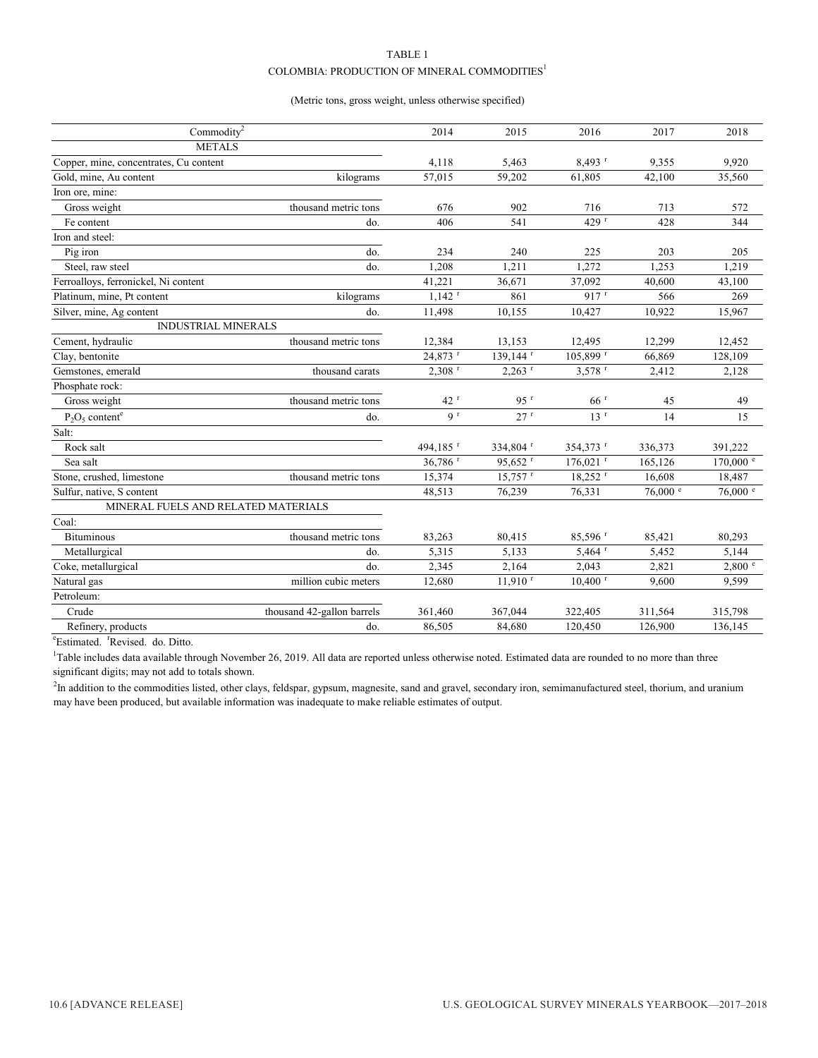TABLE 1

COLOMBIA: PRODUCTION OF MINERAL COMMODITIES[1]

(Metric tons, gross weight, unless otherwise specified)

| Commodity[2] | | 2014 | 2015 | 2016 | 2017 | 2018 |
|---|---|---|---|---|---|---|
| METALS | | | | | | |
| Copper, mine, concentrates, Cu content | | 4,118 | 5,463 | 8,493 r | 9,355 | 9,920 |
| Gold, mine, Au content | kilograms | 57,015 | 59,202 | 61,805 | 42,100 | 35,560 |
| Iron ore, mine: | | | | | | |
| Gross weight | thousand metric tons | 676 | 902 | 716 | 713 | 572 |
| Fe content | do. | 406 | 541 | 429 r | 428 | 344 |
| Iron and steel: | | | | | | |
| Pig iron | do. | 234 | 240 | 225 | 203 | 205 |
| Steel, raw steel | do. | 1,208 | 1,211 | 1,272 | 1,253 | 1,219 |
| Ferroalloys, ferronickel, Ni content | | 41,221 | 36,671 | 37,092 | 40,600 | 43,100 |
| Platinum, mine, Pt content | kilograms | 1,142 r | 861 | 917 r | 566 | 269 |
| Silver, mine, Ag content | do. | 11,498 | 10,155 | 10,427 | 10,922 | 15,967 |
| INDUSTRIAL MINERALS | | | | | | |
| Cement, hydraulic | thousand metric tons | 12,384 | 13,153 | 12,495 | 12,299 | 12,452 |
| Clay, bentonite | | 24,873 r | 139,144 r | 105,899 r | 66,869 | 128,109 |
| Gemstones, emerald | thousand carats | 2,308 r | 2,263 r | 3,578 r | 2,412 | 2,128 |
| Phosphate rock: | | | | | | |
| Gross weight | thousand metric tons | 42 r | 95 r | 66 r | 45 | 49 |
| $P_2O_5$ content[e] | do. | 9 r | 27 r | 13 r | 14 | 15 |
| Salt: | | | | | | |
| Rock salt | | 494,185 r | 334,804 r | 354,373 r | 336,373 | 391,222 |
| Sea salt | | 36,786 r | 95,652 r | 176,021 r | 165,126 | 170,000 e |
| Stone, crushed, limestone | thousand metric tons | 15,374 | 15,757 r | 18,252 r | 16,608 | 18,487 |
| Sulfur, native, S content | | 48,513 | 76,239 | 76,331 | 76,000 e | 76,000 e |
| MINERAL FUELS AND RELATED MATERIALS | | | | | | |
| Coal: | | | | | | |
| Bituminous | thousand metric tons | 83,263 | 80,415 | 85,596 r | 85,421 | 80,293 |
| Metallurgical | do. | 5,315 | 5,133 | 5,464 r | 5,452 | 5,144 |
| Coke, metallurgical | do. | 2,345 | 2,164 | 2,043 | 2,821 | 2,800 e |
| Natural gas | million cubic meters | 12,680 | 11,910 r | 10,400 r | 9,600 | 9,599 |
| Petroleum: | | | | | | |
| Crude | thousand 42-gallon barrels | 361,460 | 367,044 | 322,405 | 311,564 | 315,798 |
| Refinery, products | do. | 86,505 | 84,680 | 120,450 | 126,900 | 136,145 |

[e]Estimated. [r]Revised. do. Ditto.

[1]Table includes data available through November 26, 2019. All data are reported unless otherwise noted. Estimated data are rounded to no more than three significant digits; may not add to totals shown.

[2]In addition to the commodities listed, other clays, feldspar, gypsum, magnesite, sand and gravel, secondary iron, semimanufactured steel, thorium, and uranium may have been produced, but available information was inadequate to make reliable estimates of output.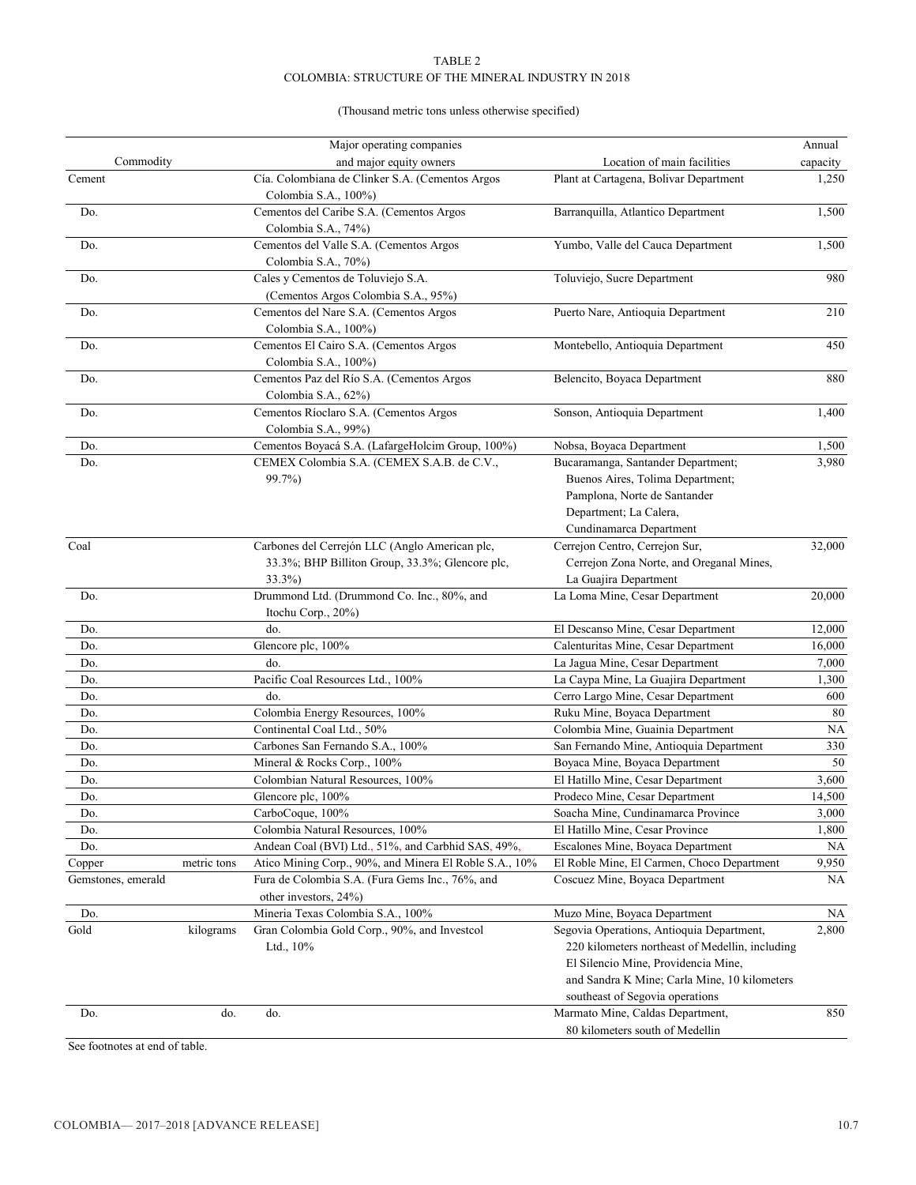TABLE 2
COLOMBIA: STRUCTURE OF THE MINERAL INDUSTRY IN 2018

(Thousand metric tons unless otherwise specified)

| Commodity | | Major operating companies and major equity owners | Location of main facilities | Annual capacity |
|---|---|---|---|---|
| Cement | | Cía. Colombiana de Clinker S.A. (Cementos Argos Colombia S.A., 100%) | Plant at Cartagena, Bolivar Department | 1,250 |
| Do. | | Cementos del Caribe S.A. (Cementos Argos Colombia S.A., 74%) | Barranquilla, Atlantico Department | 1,500 |
| Do. | | Cementos del Valle S.A. (Cementos Argos Colombia S.A., 70%) | Yumbo, Valle del Cauca Department | 1,500 |
| Do. | | Cales y Cementos de Toluviejo S.A. (Cementos Argos Colombia S.A., 95%) | Toluviejo, Sucre Department | 980 |
| Do. | | Cementos del Nare S.A. (Cementos Argos Colombia S.A., 100%) | Puerto Nare, Antioquia Department | 210 |
| Do. | | Cementos El Cairo S.A. (Cementos Argos Colombia S.A., 100%) | Montebello, Antioquia Department | 450 |
| Do. | | Cementos Paz del Río S.A. (Cementos Argos Colombia S.A., 62%) | Belencito, Boyaca Department | 880 |
| Do. | | Cementos Ríoclaro S.A. (Cementos Argos Colombia S.A., 99%) | Sonson, Antioquia Department | 1,400 |
| Do. | | Cementos Boyacá S.A. (LafargeHolcim Group, 100%) | Nobsa, Boyaca Department | 1,500 |
| Do. | | CEMEX Colombia S.A. (CEMEX S.A.B. de C.V., 99.7%) | Bucaramanga, Santander Department; Buenos Aires, Tolima Department; Pamplona, Norte de Santander Department; La Calera, Cundinamarca Department | 3,980 |
| Coal | | Carbones del Cerrejón LLC (Anglo American plc, 33.3%; BHP Billiton Group, 33.3%; Glencore plc, 33.3%) | Cerrejon Centro, Cerrejon Sur, Cerrejon Zona Norte, and Oreganal Mines, La Guajira Department | 32,000 |
| Do. | | Drummond Ltd. (Drummond Co. Inc., 80%, and Itochu Corp., 20%) | La Loma Mine, Cesar Department | 20,000 |
| Do. | | do. | El Descanso Mine, Cesar Department | 12,000 |
| Do. | | Glencore plc, 100% | Calenturitas Mine, Cesar Department | 16,000 |
| Do. | | do. | La Jagua Mine, Cesar Department | 7,000 |
| Do. | | Pacific Coal Resources Ltd., 100% | La Caypa Mine, La Guajira Department | 1,300 |
| Do. | | do. | Cerro Largo Mine, Cesar Department | 600 |
| Do. | | Colombia Energy Resources, 100% | Ruku Mine, Boyaca Department | 80 |
| Do. | | Continental Coal Ltd., 50% | Colombia Mine, Guainia Department | NA |
| Do. | | Carbones San Fernando S.A., 100% | San Fernando Mine, Antioquia Department | 330 |
| Do. | | Mineral & Rocks Corp., 100% | Boyaca Mine, Boyaca Department | 50 |
| Do. | | Colombian Natural Resources, 100% | El Hatillo Mine, Cesar Department | 3,600 |
| Do. | | Glencore plc, 100% | Prodeco Mine, Cesar Department | 14,500 |
| Do. | | CarboCoque, 100% | Soacha Mine, Cundinamarca Province | 3,000 |
| Do. | | Colombia Natural Resources, 100% | El Hatillo Mine, Cesar Province | 1,800 |
| Do. | | Andean Coal (BVI) Ltd., 51%, and Carbhid SAS, 49%, | Escalones Mine, Boyaca Department | NA |
| Copper | metric tons | Atico Mining Corp., 90%, and Minera El Roble S.A., 10% | El Roble Mine, El Carmen, Choco Department | 9,950 |
| Gemstones, emerald | | Fura de Colombia S.A. (Fura Gems Inc., 76%, and other investors, 24%) | Coscuez Mine, Boyaca Department | NA |
| Do. | | Mineria Texas Colombia S.A., 100% | Muzo Mine, Boyaca Department | NA |
| Gold | kilograms | Gran Colombia Gold Corp., 90%, and Investcol Ltd., 10% | Segovia Operations, Antioquia Department, 220 kilometers northeast of Medellin, including El Silencio Mine, Providencia Mine, and Sandra K Mine; Carla Mine, 10 kilometers southeast of Segovia operations | 2,800 |
| Do. | do. | do. | Marmato Mine, Caldas Department, 80 kilometers south of Medellin | 850 |

See footnotes at end of table.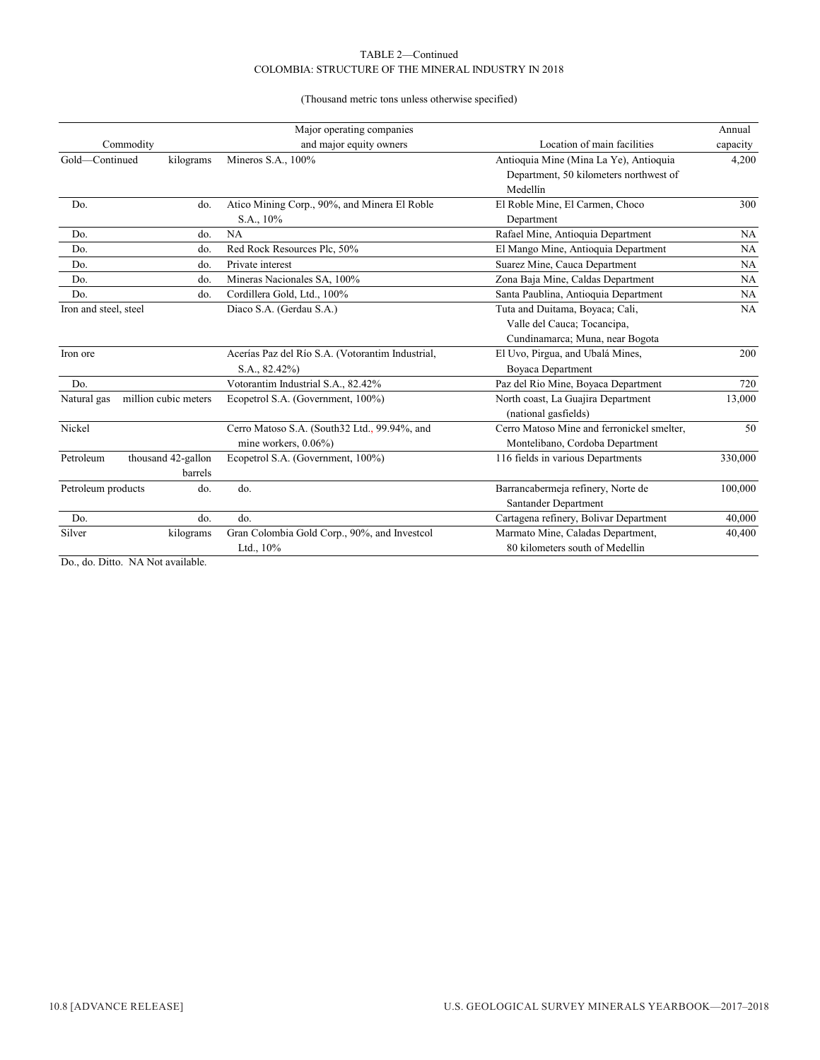TABLE 2—Continued
COLOMBIA: STRUCTURE OF THE MINERAL INDUSTRY IN 2018

(Thousand metric tons unless otherwise specified)

| Commodity | | Major operating companies and major equity owners | Location of main facilities | Annual capacity |
|---|---|---|---|---|
| Gold—Continued | kilograms | Mineros S.A., 100% | Antioquia Mine (Mina La Ye), Antioquia Department, 50 kilometers northwest of Medellín | 4,200 |
| Do. | do. | Atico Mining Corp., 90%, and Minera El Roble S.A., 10% | El Roble Mine, El Carmen, Choco Department | 300 |
| Do. | do. | NA | Rafael Mine, Antioquia Department | NA |
| Do. | do. | Red Rock Resources Plc, 50% | El Mango Mine, Antioquia Department | NA |
| Do. | do. | Private interest | Suarez Mine, Cauca Department | NA |
| Do. | do. | Mineras Nacionales SA, 100% | Zona Baja Mine, Caldas Department | NA |
| Do. | do. | Cordillera Gold, Ltd., 100% | Santa Paublina, Antioquia Department | NA |
| Iron and steel, steel | | Diaco S.A. (Gerdau S.A.) | Tuta and Duitama, Boyaca; Cali, Valle del Cauca; Tocancipa, Cundinamarca; Muna, near Bogota | NA |
| Iron ore | | Acerías Paz del Río S.A. (Votorantim Industrial, S.A., 82.42%) | El Uvo, Pirgua, and Ubalá Mines, Boyaca Department | 200 |
| Do. | | Votorantim Industrial S.A., 82.42% | Paz del Rio Mine, Boyaca Department | 720 |
| Natural gas | million cubic meters | Ecopetrol S.A. (Government, 100%) | North coast, La Guajira Department (national gasfields) | 13,000 |
| Nickel | | Cerro Matoso S.A. (South32 Ltd., 99.94%, and mine workers, 0.06%) | Cerro Matoso Mine and ferronickel smelter, Montelibano, Cordoba Department | 50 |
| Petroleum | thousand 42-gallon barrels | Ecopetrol S.A. (Government, 100%) | 116 fields in various Departments | 330,000 |
| Petroleum products | do. | do. | Barrancabermeja refinery, Norte de Santander Department | 100,000 |
| Do. | do. | do. | Cartagena refinery, Bolivar Department | 40,000 |
| Silver | kilograms | Gran Colombia Gold Corp., 90%, and Investcol Ltd., 10% | Marmato Mine, Caladas Department, 80 kilometers south of Medellin | 40,400 |

Do., do. Ditto. NA Not available.